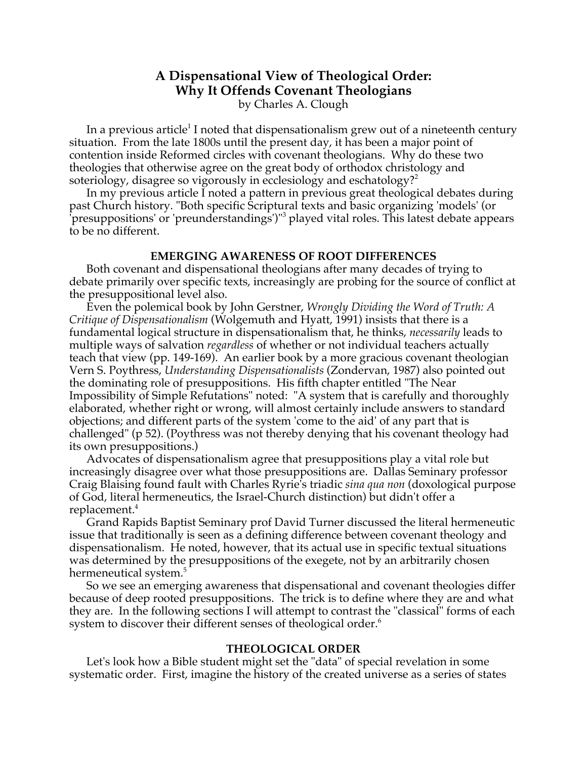# A Dispensational View of Theological Order: Why It Offends Covenant Theologians

by Charles A. Clough

In a previous article[1] I noted that dispensationalism grew out of a nineteenth century situation. From the late 1800s until the present day, it has been a major point of contention inside Reformed circles with covenant theologians. Why do these two theologies that otherwise agree on the great body of orthodox christology and soteriology, disagree so vigorously in ecclesiology and eschatology?[2]

In my previous article I noted a pattern in previous great theological debates during past Church history. "Both specific Scriptural texts and basic organizing 'models' (or 'presuppositions' or 'preunderstandings')"[3] played vital roles. This latest debate appears to be no different.

## EMERGING AWARENESS OF ROOT DIFFERENCES

Both covenant and dispensational theologians after many decades of trying to debate primarily over specific texts, increasingly are probing for the source of conflict at the presuppositional level also.

Even the polemical book by John Gerstner, *Wrongly Dividing the Word of Truth: A Critique of Dispensationalism* (Wolgemuth and Hyatt, 1991) insists that there is a fundamental logical structure in dispensationalism that, he thinks, *necessarily* leads to multiple ways of salvation *regardless* of whether or not individual teachers actually teach that view (pp. 149-169). An earlier book by a more gracious covenant theologian Vern S. Poythress, *Understanding Dispensationalists* (Zondervan, 1987) also pointed out the dominating role of presuppositions. His fifth chapter entitled "The Near Impossibility of Simple Refutations" noted: "A system that is carefully and thoroughly elaborated, whether right or wrong, will almost certainly include answers to standard objections; and different parts of the system 'come to the aid' of any part that is challenged" (p 52). (Poythress was not thereby denying that his covenant theology had its own presuppositions.)

Advocates of dispensationalism agree that presuppositions play a vital role but increasingly disagree over what those presuppositions are. Dallas Seminary professor Craig Blaising found fault with Charles Ryrie's triadic *sina qua non* (doxological purpose of God, literal hermeneutics, the Israel-Church distinction) but didn't offer a replacement.[4]

Grand Rapids Baptist Seminary prof David Turner discussed the literal hermeneutic issue that traditionally is seen as a defining difference between covenant theology and dispensationalism. He noted, however, that its actual use in specific textual situations was determined by the presuppositions of the exegete, not by an arbitrarily chosen hermeneutical system.[5]

So we see an emerging awareness that dispensational and covenant theologies differ because of deep rooted presuppositions. The trick is to define where they are and what they are. In the following sections I will attempt to contrast the "classical" forms of each system to discover their different senses of theological order.[6]

## THEOLOGICAL ORDER

Let's look how a Bible student might set the "data" of special revelation in some systematic order. First, imagine the history of the created universe as a series of states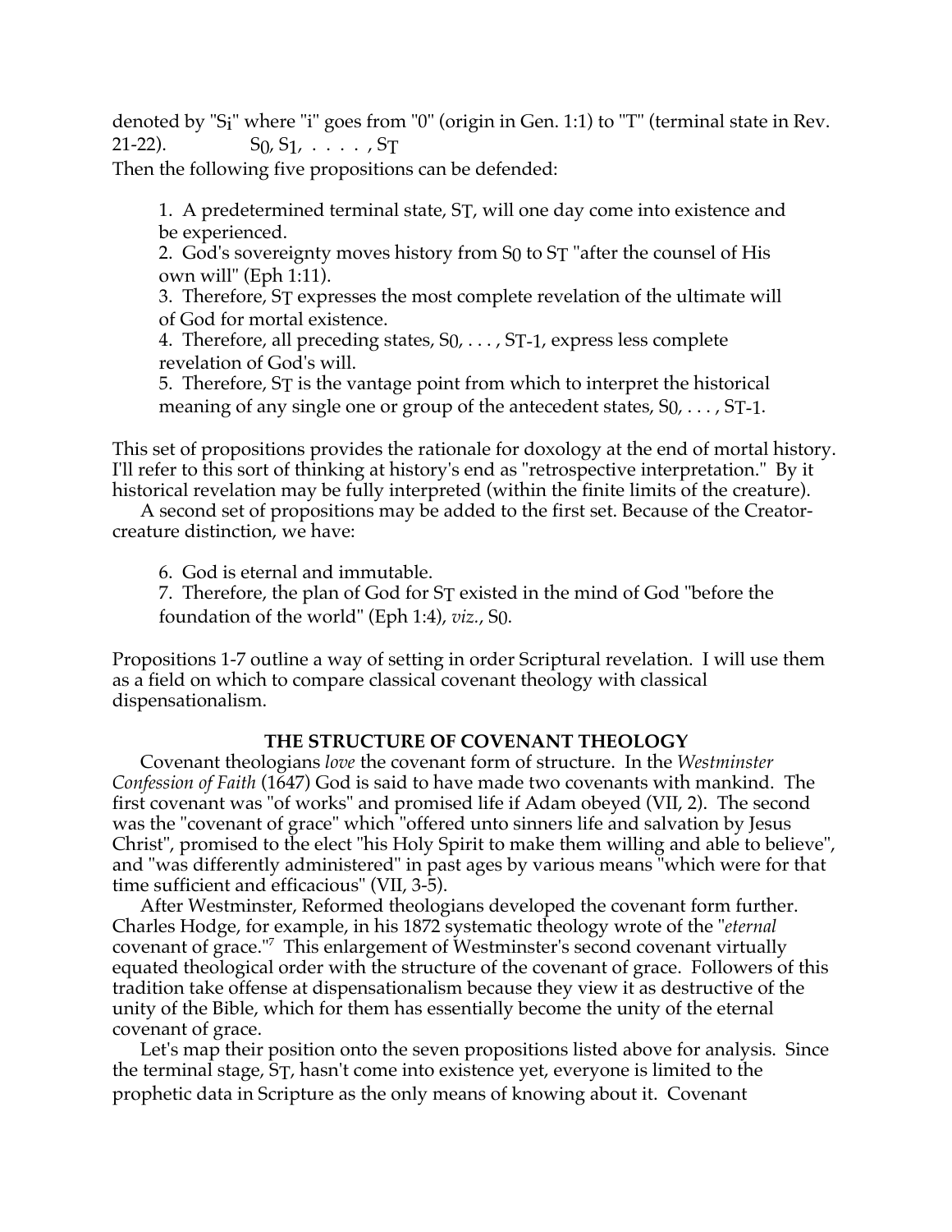denoted by "$S_i$" where "i" goes from "0" (origin in Gen. 1:1) to "T" (terminal state in Rev. 21-22). $S_0, S_1, \ldots, S_T$

Then the following five propositions can be defended:

1. A predetermined terminal state, $S_T$, will one day come into existence and be experienced.
2. God's sovereignty moves history from $S_0$ to $S_T$ "after the counsel of His own will" (Eph 1:11).
3. Therefore, $S_T$ expresses the most complete revelation of the ultimate will of God for mortal existence.
4. Therefore, all preceding states, $S_0, \ldots, S_{T-1}$, express less complete revelation of God's will.
5. Therefore, $S_T$ is the vantage point from which to interpret the historical meaning of any single one or group of the antecedent states, $S_0, \ldots, S_{T-1}$.

This set of propositions provides the rationale for doxology at the end of mortal history. I'll refer to this sort of thinking at history's end as "retrospective interpretation." By it historical revelation may be fully interpreted (within the finite limits of the creature).

A second set of propositions may be added to the first set. Because of the Creator-creature distinction, we have:

6. God is eternal and immutable.
7. Therefore, the plan of God for $S_T$ existed in the mind of God "before the foundation of the world" (Eph 1:4), *viz.*, $S_0$.

Propositions 1-7 outline a way of setting in order Scriptural revelation. I will use them as a field on which to compare classical covenant theology with classical dispensationalism.

## THE STRUCTURE OF COVENANT THEOLOGY

Covenant theologians *love* the covenant form of structure. In the *Westminster Confession of Faith* (1647) God is said to have made two covenants with mankind. The first covenant was "of works" and promised life if Adam obeyed (VII, 2). The second was the "covenant of grace" which "offered unto sinners life and salvation by Jesus Christ", promised to the elect "his Holy Spirit to make them willing and able to believe", and "was differently administered" in past ages by various means "which were for that time sufficient and efficacious" (VII, 3-5).

After Westminster, Reformed theologians developed the covenant form further. Charles Hodge, for example, in his 1872 systematic theology wrote of the "*eternal* covenant of grace."[7] This enlargement of Westminster's second covenant virtually equated theological order with the structure of the covenant of grace. Followers of this tradition take offense at dispensationalism because they view it as destructive of the unity of the Bible, which for them has essentially become the unity of the eternal covenant of grace.

Let's map their position onto the seven propositions listed above for analysis. Since the terminal stage, $S_T$, hasn't come into existence yet, everyone is limited to the prophetic data in Scripture as the only means of knowing about it. Covenant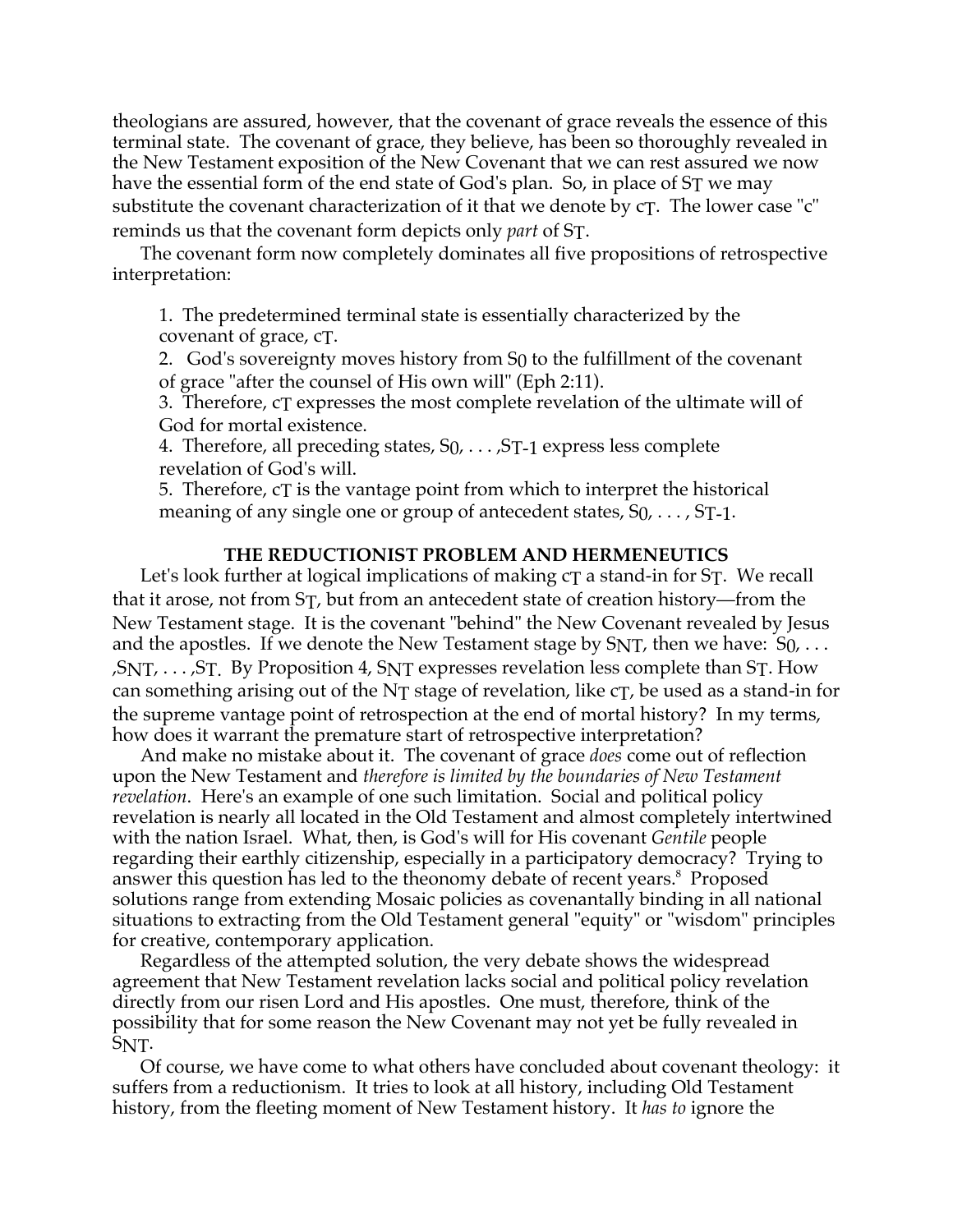theologians are assured, however, that the covenant of grace reveals the essence of this terminal state. The covenant of grace, they believe, has been so thoroughly revealed in the New Testament exposition of the New Covenant that we can rest assured we now have the essential form of the end state of God's plan. So, in place of $S_T$ we may substitute the covenant characterization of it that we denote by $c_T$. The lower case "c" reminds us that the covenant form depicts only *part* of $S_T$.

The covenant form now completely dominates all five propositions of retrospective interpretation:

1. The predetermined terminal state is essentially characterized by the covenant of grace, $c_T$.
2. God's sovereignty moves history from $S_0$ to the fulfillment of the covenant of grace "after the counsel of His own will" (Eph 2:11).
3. Therefore, $c_T$ expresses the most complete revelation of the ultimate will of God for mortal existence.
4. Therefore, all preceding states, $S_0, \ldots, S_{T-1}$ express less complete revelation of God's will.
5. Therefore, $c_T$ is the vantage point from which to interpret the historical meaning of any single one or group of antecedent states, $S_0, \ldots, S_{T-1}$.

## THE REDUCTIONIST PROBLEM AND HERMENEUTICS

Let's look further at logical implications of making $c_T$ a stand-in for $S_T$. We recall that it arose, not from $S_T$, but from an antecedent state of creation history—from the New Testament stage. It is the covenant "behind" the New Covenant revealed by Jesus and the apostles. If we denote the New Testament stage by $S_{NT}$, then we have: $S_0, \ldots, S_{NT}, \ldots, S_T$. By Proposition 4, $S_{NT}$ expresses revelation less complete than $S_T$. How can something arising out of the $N_T$ stage of revelation, like $c_T$, be used as a stand-in for the supreme vantage point of retrospection at the end of mortal history? In my terms, how does it warrant the premature start of retrospective interpretation?

And make no mistake about it. The covenant of grace *does* come out of reflection upon the New Testament and *therefore is limited by the boundaries of New Testament revelation*. Here's an example of one such limitation. Social and political policy revelation is nearly all located in the Old Testament and almost completely intertwined with the nation Israel. What, then, is God's will for His covenant *Gentile* people regarding their earthly citizenship, especially in a participatory democracy? Trying to answer this question has led to the theonomy debate of recent years.[8] Proposed solutions range from extending Mosaic policies as covenantally binding in all national situations to extracting from the Old Testament general "equity" or "wisdom" principles for creative, contemporary application.

Regardless of the attempted solution, the very debate shows the widespread agreement that New Testament revelation lacks social and political policy revelation directly from our risen Lord and His apostles. One must, therefore, think of the possibility that for some reason the New Covenant may not yet be fully revealed in $S_{NT}$.

Of course, we have come to what others have concluded about covenant theology: it suffers from a reductionism. It tries to look at all history, including Old Testament history, from the fleeting moment of New Testament history. It *has to* ignore the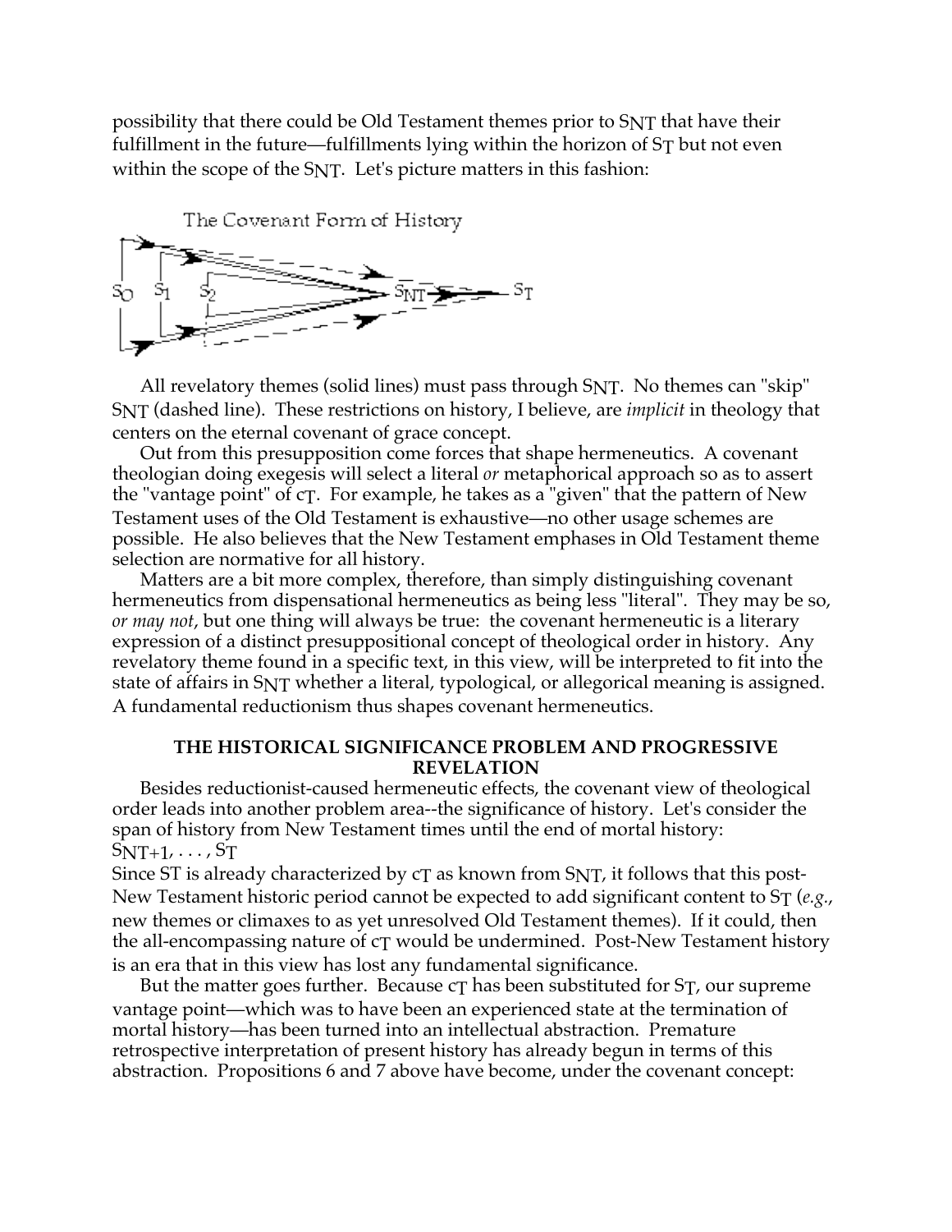possibility that there could be Old Testament themes prior to $S_{NT}$ that have their fulfillment in the future—fulfillments lying within the horizon of $S_T$ but not even within the scope of the $S_{NT}$. Let's picture matters in this fashion:

The Covenant Form of History

All revelatory themes (solid lines) must pass through $S_{NT}$. No themes can "skip" $S_{NT}$ (dashed line). These restrictions on history, I believe, are *implicit* in theology that centers on the eternal covenant of grace concept.

Out from this presupposition come forces that shape hermeneutics. A covenant theologian doing exegesis will select a literal *or* metaphorical approach so as to assert the "vantage point" of $c_T$. For example, he takes as a "given" that the pattern of New Testament uses of the Old Testament is exhaustive—no other usage schemes are possible. He also believes that the New Testament emphases in Old Testament theme selection are normative for all history.

Matters are a bit more complex, therefore, than simply distinguishing covenant hermeneutics from dispensational hermeneutics as being less "literal". They may be so, *or may not*, but one thing will always be true: the covenant hermeneutic is a literary expression of a distinct presuppositional concept of theological order in history. Any revelatory theme found in a specific text, in this view, will be interpreted to fit into the state of affairs in $S_{NT}$ whether a literal, typological, or allegorical meaning is assigned. A fundamental reductionism thus shapes covenant hermeneutics.

## THE HISTORICAL SIGNIFICANCE PROBLEM AND PROGRESSIVE REVELATION

Besides reductionist-caused hermeneutic effects, the covenant view of theological order leads into another problem area--the significance of history. Let's consider the span of history from New Testament times until the end of mortal history:
$S_{NT+1}, \ldots, S_T$
Since ST is already characterized by $c_T$ as known from $S_{NT}$, it follows that this post-New Testament historic period cannot be expected to add significant content to $S_T$ (*e.g.*, new themes or climaxes to as yet unresolved Old Testament themes). If it could, then the all-encompassing nature of $c_T$ would be undermined. Post-New Testament history is an era that in this view has lost any fundamental significance.

But the matter goes further. Because $c_T$ has been substituted for $S_T$, our supreme vantage point—which was to have been an experienced state at the termination of mortal history—has been turned into an intellectual abstraction. Premature retrospective interpretation of present history has already begun in terms of this abstraction. Propositions 6 and 7 above have become, under the covenant concept: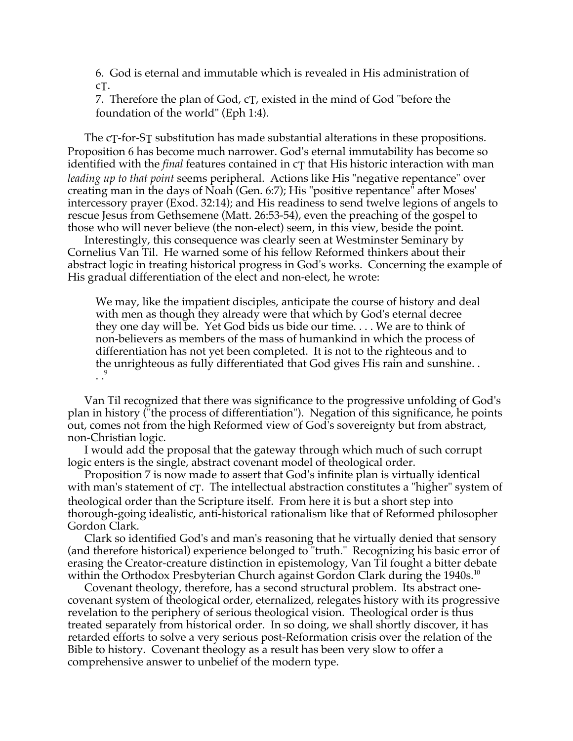6. God is eternal and immutable which is revealed in His administration of cT.

7. Therefore the plan of God, cT, existed in the mind of God "before the foundation of the world" (Eph 1:4).

The cT-for-ST substitution has made substantial alterations in these propositions. Proposition 6 has become much narrower. God's eternal immutability has become so identified with the *final* features contained in cT that His historic interaction with man *leading up to that point* seems peripheral. Actions like His "negative repentance" over creating man in the days of Noah (Gen. 6:7); His "positive repentance" after Moses' intercessory prayer (Exod. 32:14); and His readiness to send twelve legions of angels to rescue Jesus from Gethsemene (Matt. 26:53-54), even the preaching of the gospel to those who will never believe (the non-elect) seem, in this view, beside the point.

Interestingly, this consequence was clearly seen at Westminster Seminary by Cornelius Van Til. He warned some of his fellow Reformed thinkers about their abstract logic in treating historical progress in God's works. Concerning the example of His gradual differentiation of the elect and non-elect, he wrote:

> We may, like the impatient disciples, anticipate the course of history and deal with men as though they already were that which by God's eternal decree they one day will be. Yet God bids us bide our time. . . . We are to think of non-believers as members of the mass of humankind in which the process of differentiation has not yet been completed. It is not to the righteous and to the unrighteous as fully differentiated that God gives His rain and sunshine. . . .[9]

Van Til recognized that there was significance to the progressive unfolding of God's plan in history ("the process of differentiation"). Negation of this significance, he points out, comes not from the high Reformed view of God's sovereignty but from abstract, non-Christian logic.

I would add the proposal that the gateway through which much of such corrupt logic enters is the single, abstract covenant model of theological order.

Proposition 7 is now made to assert that God's infinite plan is virtually identical with man's statement of cT. The intellectual abstraction constitutes a "higher" system of theological order than the Scripture itself. From here it is but a short step into thorough-going idealistic, anti-historical rationalism like that of Reformed philosopher Gordon Clark.

Clark so identified God's and man's reasoning that he virtually denied that sensory (and therefore historical) experience belonged to "truth." Recognizing his basic error of erasing the Creator-creature distinction in epistemology, Van Til fought a bitter debate within the Orthodox Presbyterian Church against Gordon Clark during the 1940s.[10]

Covenant theology, therefore, has a second structural problem. Its abstract one-covenant system of theological order, eternalized, relegates history with its progressive revelation to the periphery of serious theological vision. Theological order is thus treated separately from historical order. In so doing, we shall shortly discover, it has retarded efforts to solve a very serious post-Reformation crisis over the relation of the Bible to history. Covenant theology as a result has been very slow to offer a comprehensive answer to unbelief of the modern type.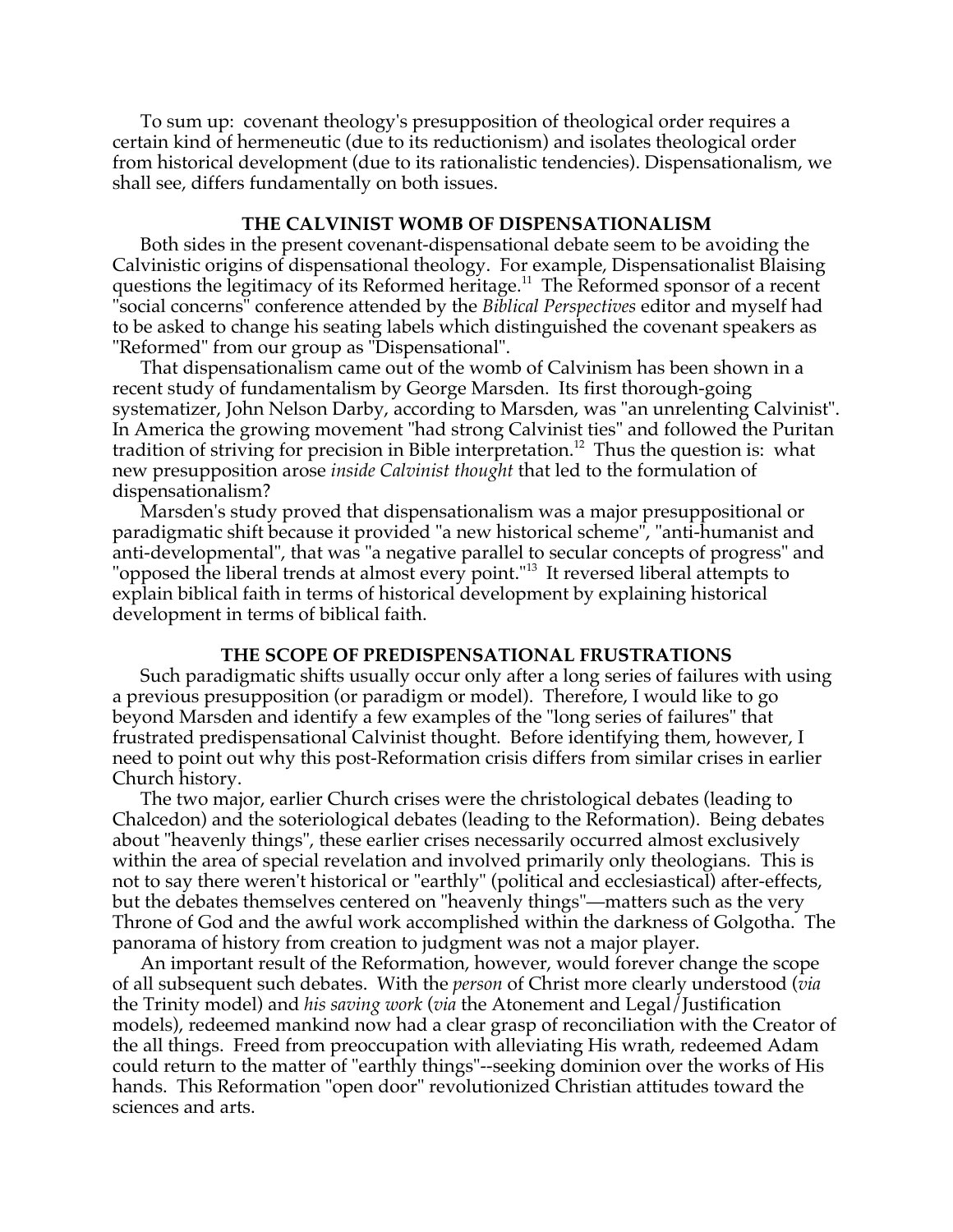To sum up: covenant theology's presupposition of theological order requires a certain kind of hermeneutic (due to its reductionism) and isolates theological order from historical development (due to its rationalistic tendencies). Dispensationalism, we shall see, differs fundamentally on both issues.

## THE CALVINIST WOMB OF DISPENSATIONALISM

Both sides in the present covenant-dispensational debate seem to be avoiding the Calvinistic origins of dispensational theology. For example, Dispensationalist Blaising questions the legitimacy of its Reformed heritage.[11] The Reformed sponsor of a recent "social concerns" conference attended by the *Biblical Perspectives* editor and myself had to be asked to change his seating labels which distinguished the covenant speakers as "Reformed" from our group as "Dispensational".

That dispensationalism came out of the womb of Calvinism has been shown in a recent study of fundamentalism by George Marsden. Its first thorough-going systematizer, John Nelson Darby, according to Marsden, was "an unrelenting Calvinist". In America the growing movement "had strong Calvinist ties" and followed the Puritan tradition of striving for precision in Bible interpretation.[12] Thus the question is: what new presupposition arose *inside Calvinist thought* that led to the formulation of dispensationalism?

Marsden's study proved that dispensationalism was a major presuppositional or paradigmatic shift because it provided "a new historical scheme", "anti-humanist and anti-developmental", that was "a negative parallel to secular concepts of progress" and "opposed the liberal trends at almost every point."[13] It reversed liberal attempts to explain biblical faith in terms of historical development by explaining historical development in terms of biblical faith.

## THE SCOPE OF PREDISPENSATIONAL FRUSTRATIONS

Such paradigmatic shifts usually occur only after a long series of failures with using a previous presupposition (or paradigm or model). Therefore, I would like to go beyond Marsden and identify a few examples of the "long series of failures" that frustrated predispensational Calvinist thought. Before identifying them, however, I need to point out why this post-Reformation crisis differs from similar crises in earlier Church history.

The two major, earlier Church crises were the christological debates (leading to Chalcedon) and the soteriological debates (leading to the Reformation). Being debates about "heavenly things", these earlier crises necessarily occurred almost exclusively within the area of special revelation and involved primarily only theologians. This is not to say there weren't historical or "earthly" (political and ecclesiastical) after-effects, but the debates themselves centered on "heavenly things"—matters such as the very Throne of God and the awful work accomplished within the darkness of Golgotha. The panorama of history from creation to judgment was not a major player.

An important result of the Reformation, however, would forever change the scope of all subsequent such debates. With the *person* of Christ more clearly understood (*via* the Trinity model) and *his saving work* (*via* the Atonement and Legal/Justification models), redeemed mankind now had a clear grasp of reconciliation with the Creator of the all things. Freed from preoccupation with alleviating His wrath, redeemed Adam could return to the matter of "earthly things"--seeking dominion over the works of His hands. This Reformation "open door" revolutionized Christian attitudes toward the sciences and arts.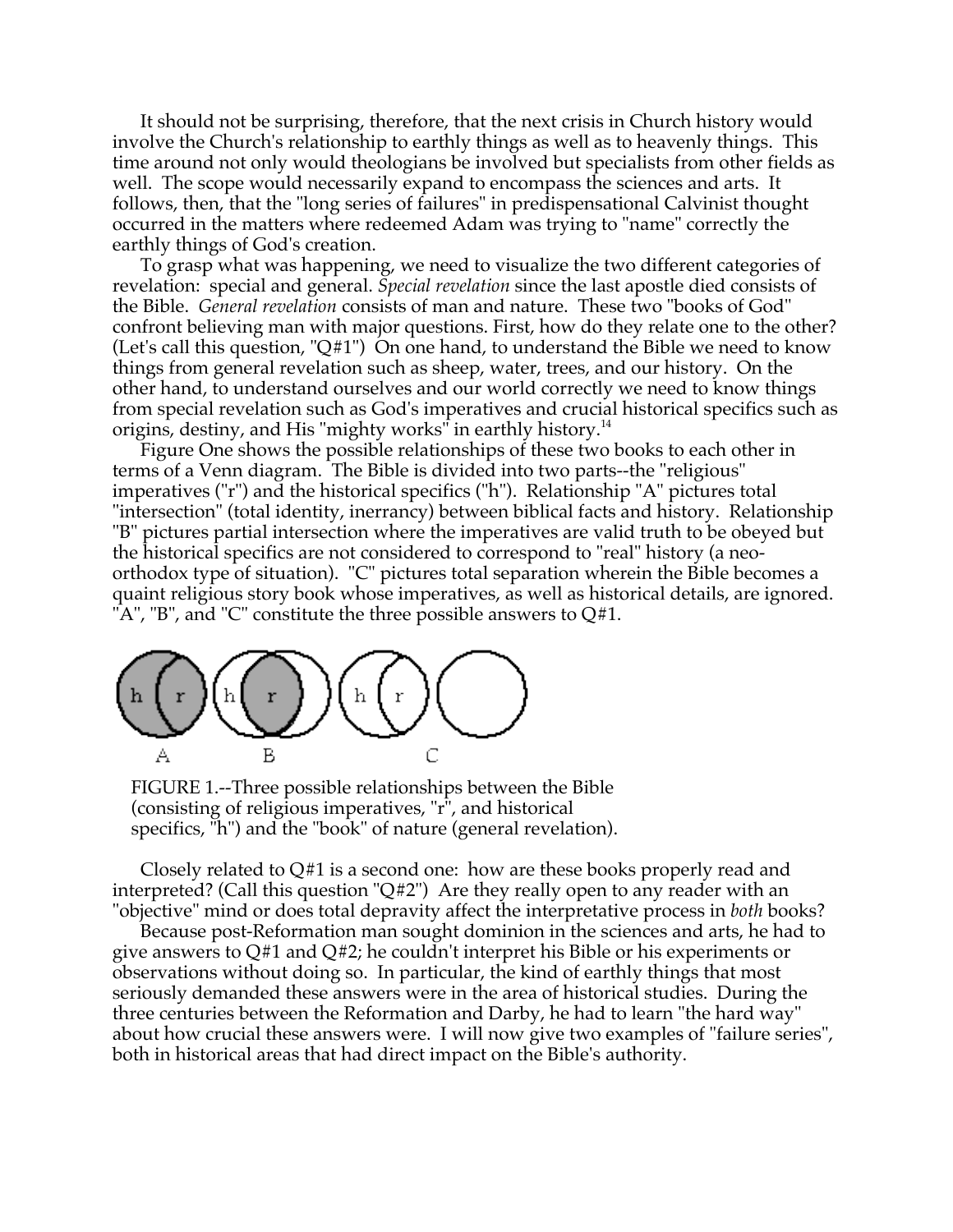It should not be surprising, therefore, that the next crisis in Church history would involve the Church's relationship to earthly things as well as to heavenly things. This time around not only would theologians be involved but specialists from other fields as well. The scope would necessarily expand to encompass the sciences and arts. It follows, then, that the "long series of failures" in predispensational Calvinist thought occurred in the matters where redeemed Adam was trying to "name" correctly the earthly things of God's creation.

To grasp what was happening, we need to visualize the two different categories of revelation: special and general. *Special revelation* since the last apostle died consists of the Bible. *General revelation* consists of man and nature. These two "books of God" confront believing man with major questions. First, how do they relate one to the other? (Let's call this question, "Q#1") On one hand, to understand the Bible we need to know things from general revelation such as sheep, water, trees, and our history. On the other hand, to understand ourselves and our world correctly we need to know things from special revelation such as God's imperatives and crucial historical specifics such as origins, destiny, and His "mighty works" in earthly history.[14]

Figure One shows the possible relationships of these two books to each other in terms of a Venn diagram. The Bible is divided into two parts--the "religious" imperatives ("r") and the historical specifics ("h"). Relationship "A" pictures total "intersection" (total identity, inerrancy) between biblical facts and history. Relationship "B" pictures partial intersection where the imperatives are valid truth to be obeyed but the historical specifics are not considered to correspond to "real" history (a neo-orthodox type of situation). "C" pictures total separation wherein the Bible becomes a quaint religious story book whose imperatives, as well as historical details, are ignored. "A", "B", and "C" constitute the three possible answers to Q#1.

FIGURE 1.--Three possible relationships between the Bible (consisting of religious imperatives, "r", and historical specifics, "h") and the "book" of nature (general revelation).

Closely related to Q#1 is a second one: how are these books properly read and interpreted? (Call this question "Q#2") Are they really open to any reader with an "objective" mind or does total depravity affect the interpretative process in *both* books?

Because post-Reformation man sought dominion in the sciences and arts, he had to give answers to Q#1 and Q#2; he couldn't interpret his Bible or his experiments or observations without doing so. In particular, the kind of earthly things that most seriously demanded these answers were in the area of historical studies. During the three centuries between the Reformation and Darby, he had to learn "the hard way" about how crucial these answers were. I will now give two examples of "failure series", both in historical areas that had direct impact on the Bible's authority.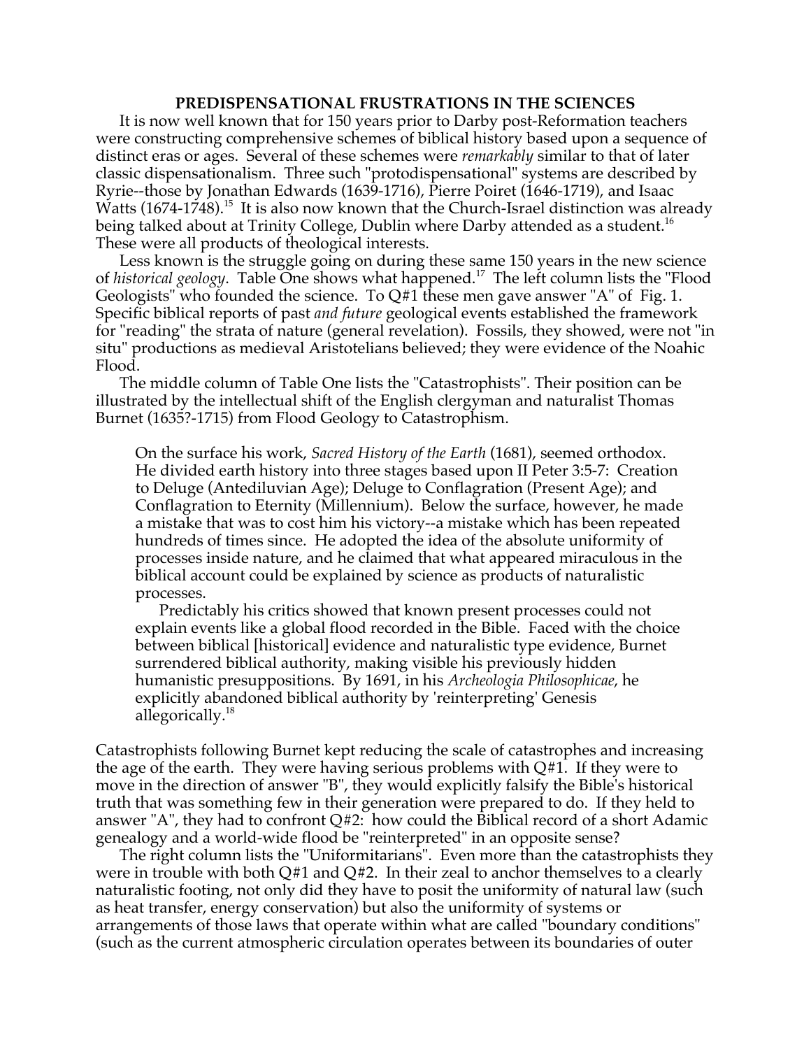## PREDISPENSATIONAL FRUSTRATIONS IN THE SCIENCES

It is now well known that for 150 years prior to Darby post-Reformation teachers were constructing comprehensive schemes of biblical history based upon a sequence of distinct eras or ages. Several of these schemes were *remarkably* similar to that of later classic dispensationalism. Three such "protodispensational" systems are described by Ryrie--those by Jonathan Edwards (1639-1716), Pierre Poiret (1646-1719), and Isaac Watts (1674-1748).[15] It is also now known that the Church-Israel distinction was already being talked about at Trinity College, Dublin where Darby attended as a student.[16] These were all products of theological interests.

Less known is the struggle going on during these same 150 years in the new science of *historical geology*. Table One shows what happened.[17] The left column lists the "Flood Geologists" who founded the science. To Q#1 these men gave answer "A" of Fig. 1. Specific biblical reports of past *and future* geological events established the framework for "reading" the strata of nature (general revelation). Fossils, they showed, were not "in situ" productions as medieval Aristotelians believed; they were evidence of the Noahic Flood.

The middle column of Table One lists the "Catastrophists". Their position can be illustrated by the intellectual shift of the English clergyman and naturalist Thomas Burnet (1635?-1715) from Flood Geology to Catastrophism.

> On the surface his work, *Sacred History of the Earth* (1681), seemed orthodox. He divided earth history into three stages based upon II Peter 3:5-7: Creation to Deluge (Antediluvian Age); Deluge to Conflagration (Present Age); and Conflagration to Eternity (Millennium). Below the surface, however, he made a mistake that was to cost him his victory--a mistake which has been repeated hundreds of times since. He adopted the idea of the absolute uniformity of processes inside nature, and he claimed that what appeared miraculous in the biblical account could be explained by science as products of naturalistic processes.
>
> Predictably his critics showed that known present processes could not explain events like a global flood recorded in the Bible. Faced with the choice between biblical [historical] evidence and naturalistic type evidence, Burnet surrendered biblical authority, making visible his previously hidden humanistic presuppositions. By 1691, in his *Archeologia Philosophicae*, he explicitly abandoned biblical authority by 'reinterpreting' Genesis allegorically.[18]

Catastrophists following Burnet kept reducing the scale of catastrophes and increasing the age of the earth. They were having serious problems with Q#1. If they were to move in the direction of answer "B", they would explicitly falsify the Bible's historical truth that was something few in their generation were prepared to do. If they held to answer "A", they had to confront Q#2: how could the Biblical record of a short Adamic genealogy and a world-wide flood be "reinterpreted" in an opposite sense?

The right column lists the "Uniformitarians". Even more than the catastrophists they were in trouble with both Q#1 and Q#2. In their zeal to anchor themselves to a clearly naturalistic footing, not only did they have to posit the uniformity of natural law (such as heat transfer, energy conservation) but also the uniformity of systems or arrangements of those laws that operate within what are called "boundary conditions" (such as the current atmospheric circulation operates between its boundaries of outer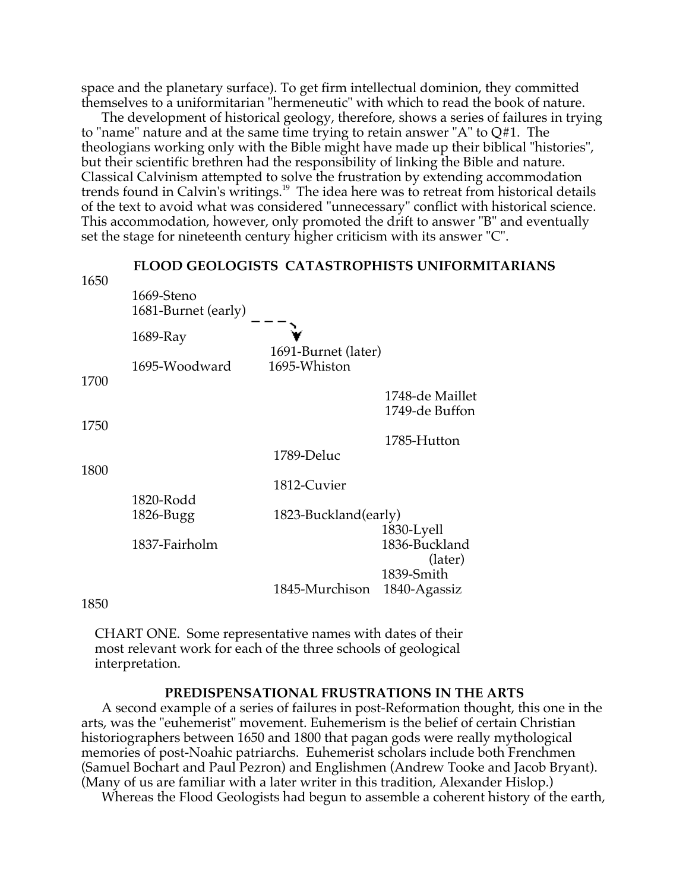space and the planetary surface). To get firm intellectual dominion, they committed themselves to a uniformitarian "hermeneutic" with which to read the book of nature.

The development of historical geology, therefore, shows a series of failures in trying to "name" nature and at the same time trying to retain answer "A" to Q#1. The theologians working only with the Bible might have made up their biblical "histories", but their scientific brethren had the responsibility of linking the Bible and nature. Classical Calvinism attempted to solve the frustration by extending accommodation trends found in Calvin's writings.[19] The idea here was to retreat from historical details of the text to avoid what was considered "unnecessary" conflict with historical science. This accommodation, however, only promoted the drift to answer "B" and eventually set the stage for nineteenth century higher criticism with its answer "C".

| | **FLOOD GEOLOGISTS** | **CATASTROPHISTS** | **UNIFORMITARIANS** |
|---|---|---|---|
| 1650 | | | |
| | 1669-Steno | | |
| | 1681-Burnet (early) → | | |
| | 1689-Ray | | |
| | | 1691-Burnet (later) | |
| | 1695-Woodward | 1695-Whiston | |
| 1700 | | | |
| | | | 1748-de Maillet |
| | | | 1749-de Buffon |
| 1750 | | | |
| | | | 1785-Hutton |
| | | 1789-Deluc | |
| 1800 | | | |
| | | 1812-Cuvier | |
| | 1820-Rodd | | |
| | 1826-Bugg | 1823-Buckland(early) | |
| | | | 1830-Lyell |
| | 1837-Fairholm | | 1836-Buckland (later) |
| | | | 1839-Smith |
| | | 1845-Murchison | 1840-Agassiz |
| 1850 | | | |

CHART ONE. Some representative names with dates of their most relevant work for each of the three schools of geological interpretation.

### PREDISPENSATIONAL FRUSTRATIONS IN THE ARTS

A second example of a series of failures in post-Reformation thought, this one in the arts, was the "euhemerist" movement. Euhemerism is the belief of certain Christian historiographers between 1650 and 1800 that pagan gods were really mythological memories of post-Noahic patriarchs. Euhemerist scholars include both Frenchmen (Samuel Bochart and Paul Pezron) and Englishmen (Andrew Tooke and Jacob Bryant). (Many of us are familiar with a later writer in this tradition, Alexander Hislop.)

Whereas the Flood Geologists had begun to assemble a coherent history of the earth,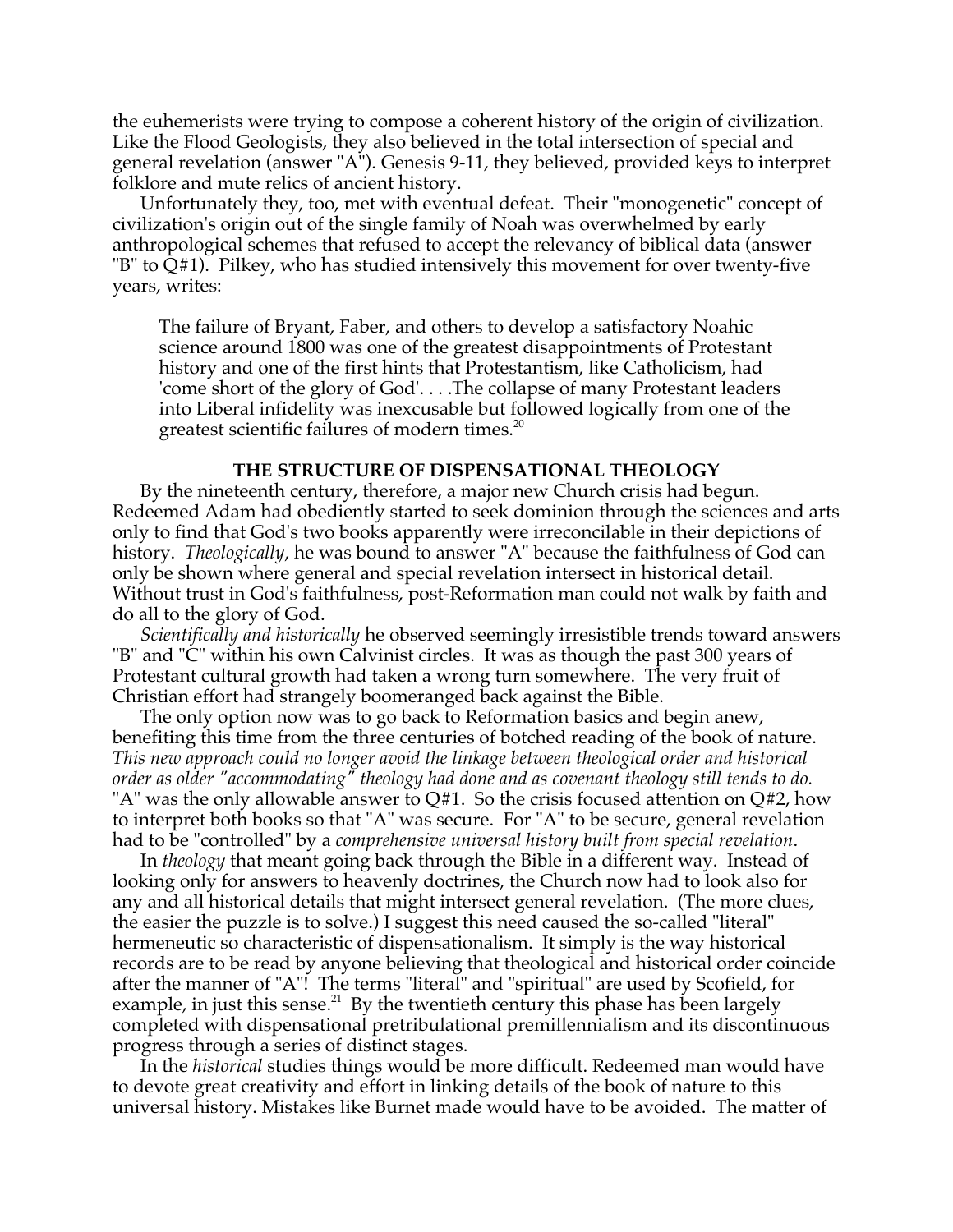the euhemerists were trying to compose a coherent history of the origin of civilization. Like the Flood Geologists, they also believed in the total intersection of special and general revelation (answer "A"). Genesis 9-11, they believed, provided keys to interpret folklore and mute relics of ancient history.

Unfortunately they, too, met with eventual defeat. Their "monogenetic" concept of civilization's origin out of the single family of Noah was overwhelmed by early anthropological schemes that refused to accept the relevancy of biblical data (answer "B" to Q#1). Pilkey, who has studied intensively this movement for over twenty-five years, writes:

> The failure of Bryant, Faber, and others to develop a satisfactory Noahic science around 1800 was one of the greatest disappointments of Protestant history and one of the first hints that Protestantism, like Catholicism, had 'come short of the glory of God'. . . .The collapse of many Protestant leaders into Liberal infidelity was inexcusable but followed logically from one of the greatest scientific failures of modern times.[20]

### THE STRUCTURE OF DISPENSATIONAL THEOLOGY

By the nineteenth century, therefore, a major new Church crisis had begun. Redeemed Adam had obediently started to seek dominion through the sciences and arts only to find that God's two books apparently were irreconcilable in their depictions of history. *Theologically*, he was bound to answer "A" because the faithfulness of God can only be shown where general and special revelation intersect in historical detail. Without trust in God's faithfulness, post-Reformation man could not walk by faith and do all to the glory of God.

*Scientifically and historically* he observed seemingly irresistible trends toward answers "B" and "C" within his own Calvinist circles. It was as though the past 300 years of Protestant cultural growth had taken a wrong turn somewhere. The very fruit of Christian effort had strangely boomeranged back against the Bible.

The only option now was to go back to Reformation basics and begin anew, benefiting this time from the three centuries of botched reading of the book of nature. *This new approach could no longer avoid the linkage between theological order and historical order as older "accommodating" theology had done and as covenant theology still tends to do.* "A" was the only allowable answer to Q#1. So the crisis focused attention on Q#2, how to interpret both books so that "A" was secure. For "A" to be secure, general revelation had to be "controlled" by a *comprehensive universal history built from special revelation*.

In *theology* that meant going back through the Bible in a different way. Instead of looking only for answers to heavenly doctrines, the Church now had to look also for any and all historical details that might intersect general revelation. (The more clues, the easier the puzzle is to solve.) I suggest this need caused the so-called "literal" hermeneutic so characteristic of dispensationalism. It simply is the way historical records are to be read by anyone believing that theological and historical order coincide after the manner of "A"! The terms "literal" and "spiritual" are used by Scofield, for example, in just this sense.[21] By the twentieth century this phase has been largely completed with dispensational pretribulational premillennialism and its discontinuous progress through a series of distinct stages.

In the *historical* studies things would be more difficult. Redeemed man would have to devote great creativity and effort in linking details of the book of nature to this universal history. Mistakes like Burnet made would have to be avoided. The matter of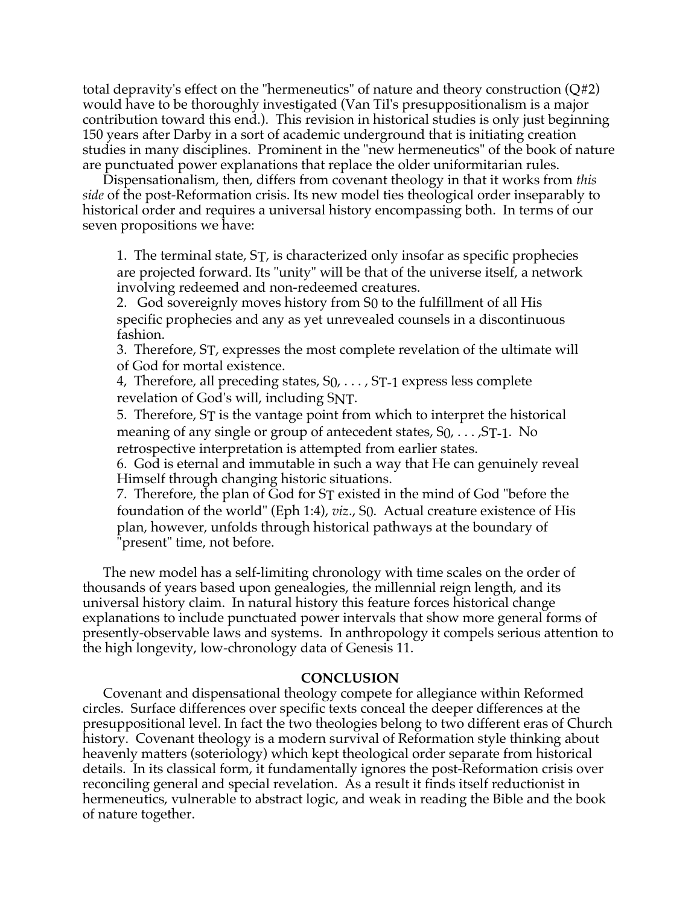total depravity's effect on the "hermeneutics" of nature and theory construction (Q#2) would have to be thoroughly investigated (Van Til's presuppositionalism is a major contribution toward this end.). This revision in historical studies is only just beginning 150 years after Darby in a sort of academic underground that is initiating creation studies in many disciplines. Prominent in the "new hermeneutics" of the book of nature are punctuated power explanations that replace the older uniformitarian rules.

Dispensationalism, then, differs from covenant theology in that it works from *this side* of the post-Reformation crisis. Its new model ties theological order inseparably to historical order and requires a universal history encompassing both. In terms of our seven propositions we have:

1. The terminal state, $S_T$, is characterized only insofar as specific prophecies are projected forward. Its "unity" will be that of the universe itself, a network involving redeemed and non-redeemed creatures.
2. God sovereignly moves history from $S_0$ to the fulfillment of all His specific prophecies and any as yet unrevealed counsels in a discontinuous fashion.
3. Therefore, $S_T$, expresses the most complete revelation of the ultimate will of God for mortal existence.
4, Therefore, all preceding states, $S_0, \ldots, S_{T-1}$ express less complete revelation of God's will, including $S_{NT}$.
5. Therefore, $S_T$ is the vantage point from which to interpret the historical meaning of any single or group of antecedent states, $S_0, \ldots, S_{T-1}$. No retrospective interpretation is attempted from earlier states.
6. God is eternal and immutable in such a way that He can genuinely reveal Himself through changing historic situations.
7. Therefore, the plan of God for $S_T$ existed in the mind of God "before the foundation of the world" (Eph 1:4), *viz*., $S_0$. Actual creature existence of His plan, however, unfolds through historical pathways at the boundary of "present" time, not before.

The new model has a self-limiting chronology with time scales on the order of thousands of years based upon genealogies, the millennial reign length, and its universal history claim. In natural history this feature forces historical change explanations to include punctuated power intervals that show more general forms of presently-observable laws and systems. In anthropology it compels serious attention to the high longevity, low-chronology data of Genesis 11.

## CONCLUSION

Covenant and dispensational theology compete for allegiance within Reformed circles. Surface differences over specific texts conceal the deeper differences at the presuppositional level. In fact the two theologies belong to two different eras of Church history. Covenant theology is a modern survival of Reformation style thinking about heavenly matters (soteriology) which kept theological order separate from historical details. In its classical form, it fundamentally ignores the post-Reformation crisis over reconciling general and special revelation. As a result it finds itself reductionist in hermeneutics, vulnerable to abstract logic, and weak in reading the Bible and the book of nature together.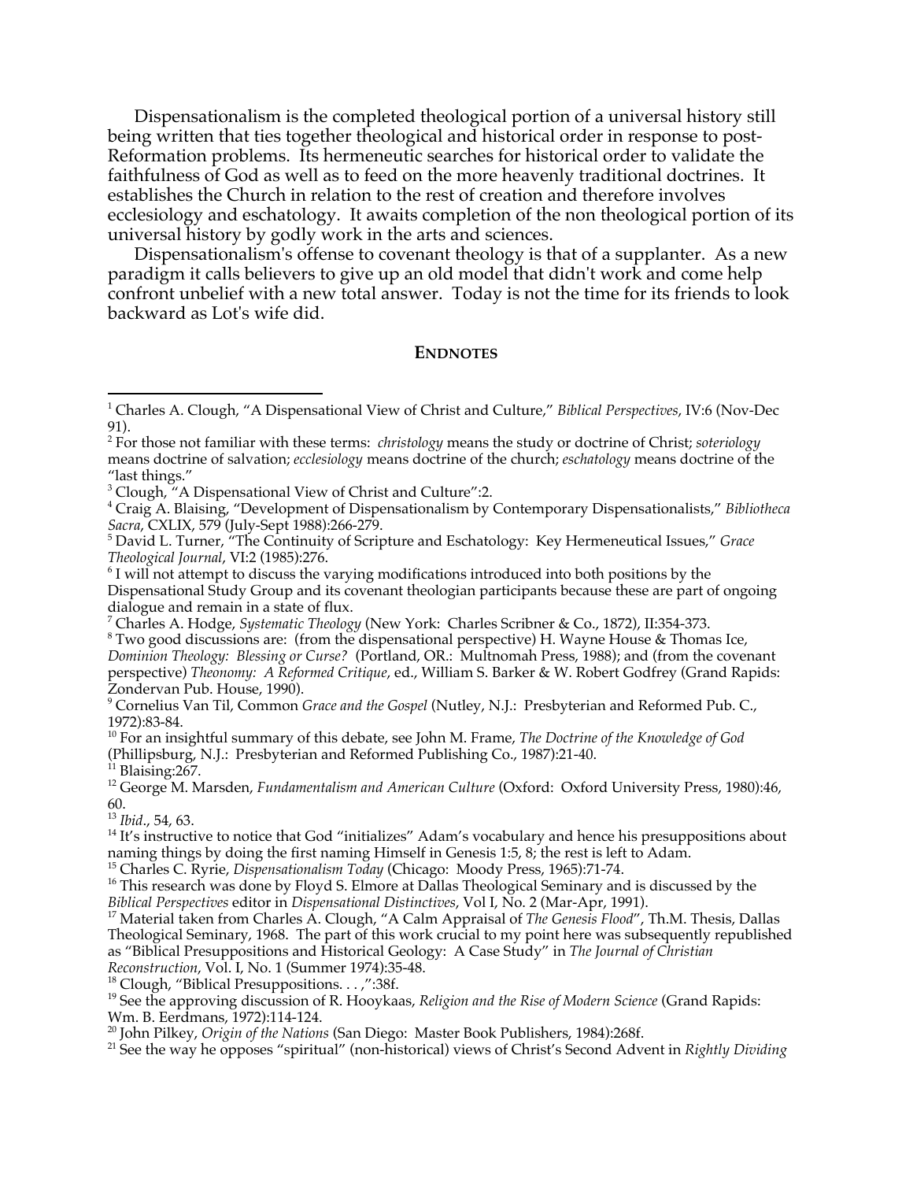Dispensationalism is the completed theological portion of a universal history still being written that ties together theological and historical order in response to post-Reformation problems. Its hermeneutic searches for historical order to validate the faithfulness of God as well as to feed on the more heavenly traditional doctrines. It establishes the Church in relation to the rest of creation and therefore involves ecclesiology and eschatology. It awaits completion of the non theological portion of its universal history by godly work in the arts and sciences.

Dispensationalism's offense to covenant theology is that of a supplanter. As a new paradigm it calls believers to give up an old model that didn't work and come help confront unbelief with a new total answer. Today is not the time for its friends to look backward as Lot's wife did.

## ENDNOTES

[1] Charles A. Clough, "A Dispensational View of Christ and Culture," *Biblical Perspectives*, IV:6 (Nov-Dec 91).

[2] For those not familiar with these terms: *christology* means the study or doctrine of Christ; *soteriology* means doctrine of salvation; *ecclesiology* means doctrine of the church; *eschatology* means doctrine of the "last things."

[3] Clough, "A Dispensational View of Christ and Culture":2.

[4] Craig A. Blaising, "Development of Dispensationalism by Contemporary Dispensationalists," *Bibliotheca Sacra*, CXLIX, 579 (July-Sept 1988):266-279.

[5] David L. Turner, "The Continuity of Scripture and Eschatology: Key Hermeneutical Issues," *Grace Theological Journal*, VI:2 (1985):276.

[6] I will not attempt to discuss the varying modifications introduced into both positions by the Dispensational Study Group and its covenant theologian participants because these are part of ongoing dialogue and remain in a state of flux.

[7] Charles A. Hodge, *Systematic Theology* (New York: Charles Scribner & Co., 1872), II:354-373.

[8] Two good discussions are: (from the dispensational perspective) H. Wayne House & Thomas Ice, *Dominion Theology: Blessing or Curse?* (Portland, OR.: Multnomah Press, 1988); and (from the covenant perspective) *Theonomy: A Reformed Critique*, ed., William S. Barker & W. Robert Godfrey (Grand Rapids: Zondervan Pub. House, 1990).

[9] Cornelius Van Til, Common *Grace and the Gospel* (Nutley, N.J.: Presbyterian and Reformed Pub. C., 1972):83-84.

[10] For an insightful summary of this debate, see John M. Frame, *The Doctrine of the Knowledge of God* (Phillipsburg, N.J.: Presbyterian and Reformed Publishing Co., 1987):21-40.

[11] Blaising:267.

[12] George M. Marsden, *Fundamentalism and American Culture* (Oxford: Oxford University Press, 1980):46, 60.

[13] *Ibid*., 54, 63.

[14] It's instructive to notice that God "initializes" Adam's vocabulary and hence his presuppositions about naming things by doing the first naming Himself in Genesis 1:5, 8; the rest is left to Adam.

[15] Charles C. Ryrie, *Dispensationalism Today* (Chicago: Moody Press, 1965):71-74.

[16] This research was done by Floyd S. Elmore at Dallas Theological Seminary and is discussed by the *Biblical Perspectives* editor in *Dispensational Distinctives*, Vol I, No. 2 (Mar-Apr, 1991).

[17] Material taken from Charles A. Clough, "A Calm Appraisal of *The Genesis Flood*", Th.M. Thesis, Dallas Theological Seminary, 1968. The part of this work crucial to my point here was subsequently republished as "Biblical Presuppositions and Historical Geology: A Case Study" in *The Journal of Christian Reconstruction*, Vol. I, No. 1 (Summer 1974):35-48.

[18] Clough, "Biblical Presuppositions. . . ,":38f.

[19] See the approving discussion of R. Hooykaas, *Religion and the Rise of Modern Science* (Grand Rapids: Wm. B. Eerdmans, 1972):114-124.

[20] John Pilkey, *Origin of the Nations* (San Diego: Master Book Publishers, 1984):268f.

[21] See the way he opposes "spiritual" (non-historical) views of Christ's Second Advent in *Rightly Dividing*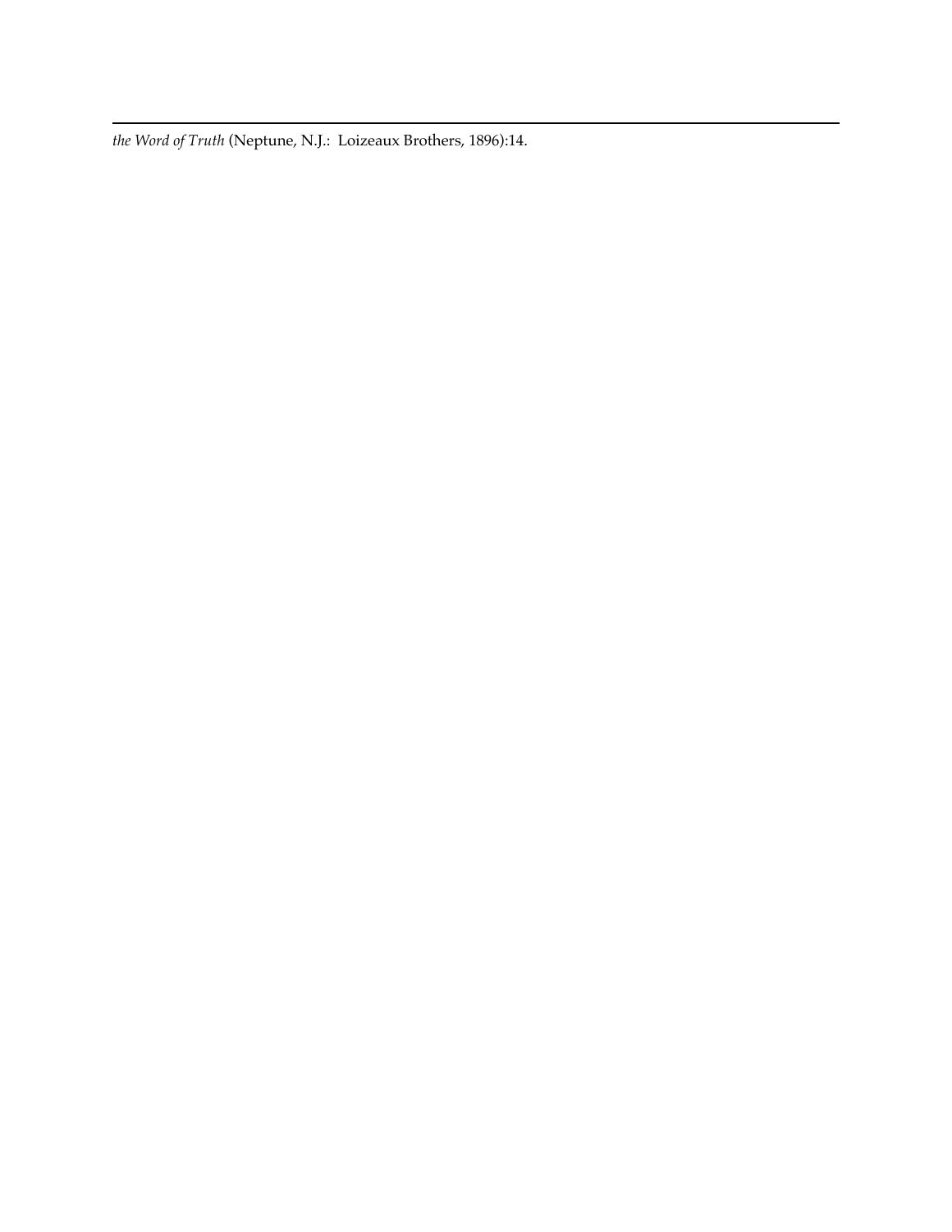*the Word of Truth* (Neptune, N.J.: Loizeaux Brothers, 1896):14.